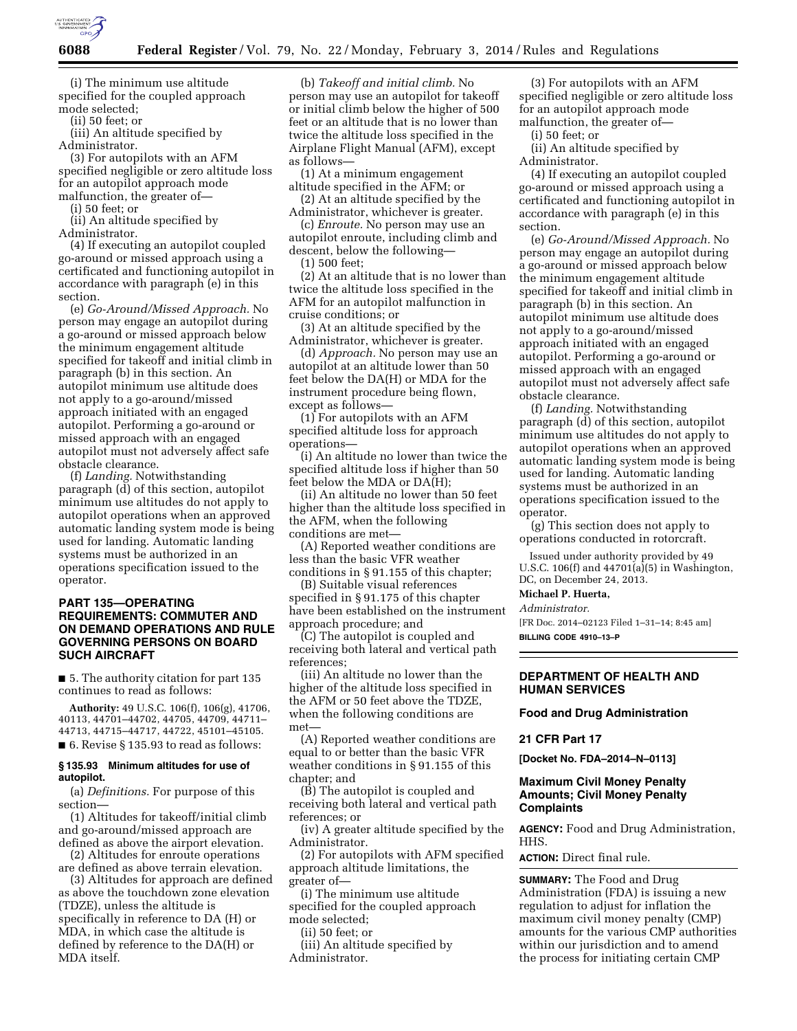(i) The minimum use altitude specified for the coupled approach mode selected;

(ii) 50 feet; or

(iii) An altitude specified by Administrator.

(3) For autopilots with an AFM specified negligible or zero altitude loss for an autopilot approach mode malfunction, the greater of—

(i) 50 feet; or

(ii) An altitude specified by Administrator.

(4) If executing an autopilot coupled go-around or missed approach using a certificated and functioning autopilot in accordance with paragraph (e) in this section.

(e) *Go-Around/Missed Approach.* No person may engage an autopilot during a go-around or missed approach below the minimum engagement altitude specified for takeoff and initial climb in paragraph (b) in this section. An autopilot minimum use altitude does not apply to a go-around/missed approach initiated with an engaged autopilot. Performing a go-around or missed approach with an engaged autopilot must not adversely affect safe obstacle clearance.

(f) *Landing.* Notwithstanding paragraph (d) of this section, autopilot minimum use altitudes do not apply to autopilot operations when an approved automatic landing system mode is being used for landing. Automatic landing systems must be authorized in an operations specification issued to the operator.

## PART 135—OPERATING REQUIREMENTS: COMMUTER AND ON DEMAND OPERATIONS AND RULE GOVERNING PERSONS ON BOARD SUCH AIRCRAFT

■ 5. The authority citation for part 135 continues to read as follows:

**Authority:** 49 U.S.C. 106(f), 106(g), 41706, 40113, 44701–44702, 44705, 44709, 44711–44713, 44715–44717, 44722, 45101–45105.

■ 6. Revise § 135.93 to read as follows:

### § 135.93 Minimum altitudes for use of autopilot.

(a) *Definitions.* For purpose of this section—

(1) Altitudes for takeoff/initial climb and go-around/missed approach are defined as above the airport elevation.

(2) Altitudes for enroute operations are defined as above terrain elevation.

(3) Altitudes for approach are defined as above the touchdown zone elevation (TDZE), unless the altitude is specifically in reference to DA (H) or MDA, in which case the altitude is defined by reference to the DA(H) or MDA itself.

(b) *Takeoff and initial climb.* No person may use an autopilot for takeoff or initial climb below the higher of 500 feet or an altitude that is no lower than twice the altitude loss specified in the Airplane Flight Manual (AFM), except as follows—

(1) At a minimum engagement altitude specified in the AFM; or

(2) At an altitude specified by the Administrator, whichever is greater.

(c) *Enroute.* No person may use an autopilot enroute, including climb and descent, below the following—

(1) 500 feet;

(2) At an altitude that is no lower than twice the altitude loss specified in the AFM for an autopilot malfunction in cruise conditions; or

(3) At an altitude specified by the Administrator, whichever is greater.

(d) *Approach.* No person may use an autopilot at an altitude lower than 50 feet below the DA(H) or MDA for the instrument procedure being flown, except as follows—

(1) For autopilots with an AFM specified altitude loss for approach operations—

(i) An altitude no lower than twice the specified altitude loss if higher than 50 feet below the MDA or DA(H);

(ii) An altitude no lower than 50 feet higher than the altitude loss specified in the AFM, when the following conditions are met—

(A) Reported weather conditions are less than the basic VFR weather conditions in § 91.155 of this chapter;

(B) Suitable visual references specified in § 91.175 of this chapter have been established on the instrument approach procedure; and

(C) The autopilot is coupled and receiving both lateral and vertical path references;

(iii) An altitude no lower than the higher of the altitude loss specified in the AFM or 50 feet above the TDZE, when the following conditions are met—

(A) Reported weather conditions are equal to or better than the basic VFR weather conditions in § 91.155 of this chapter; and

(B) The autopilot is coupled and receiving both lateral and vertical path references; or

(iv) A greater altitude specified by the Administrator.

(2) For autopilots with AFM specified approach altitude limitations, the greater of—

(i) The minimum use altitude specified for the coupled approach mode selected;

(ii) 50 feet; or

(iii) An altitude specified by Administrator.

(3) For autopilots with an AFM specified negligible or zero altitude loss for an autopilot approach mode malfunction, the greater of—

(i) 50 feet; or

(ii) An altitude specified by Administrator.

(4) If executing an autopilot coupled go-around or missed approach using a certificated and functioning autopilot in accordance with paragraph (e) in this section.

(e) *Go-Around/Missed Approach.* No person may engage an autopilot during a go-around or missed approach below the minimum engagement altitude specified for takeoff and initial climb in paragraph (b) in this section. An autopilot minimum use altitude does not apply to a go-around/missed approach initiated with an engaged autopilot. Performing a go-around or missed approach with an engaged autopilot must not adversely affect safe obstacle clearance.

(f) *Landing.* Notwithstanding paragraph (d) of this section, autopilot minimum use altitudes do not apply to autopilot operations when an approved automatic landing system mode is being used for landing. Automatic landing systems must be authorized in an operations specification issued to the operator.

(g) This section does not apply to operations conducted in rotorcraft.

Issued under authority provided by 49 U.S.C. 106(f) and 44701(a)(5) in Washington, DC, on December 24, 2013.

**Michael P. Huerta,**

*Administrator.*

[FR Doc. 2014–02123 Filed 1–31–14; 8:45 am]

**BILLING CODE 4910–13–P**

---

## DEPARTMENT OF HEALTH AND HUMAN SERVICES

### Food and Drug Administration

### 21 CFR Part 17

**[Docket No. FDA–2014–N–0113]**

### Maximum Civil Money Penalty Amounts; Civil Money Penalty Complaints

**AGENCY:** Food and Drug Administration, HHS.

**ACTION:** Direct final rule.

**SUMMARY:** The Food and Drug Administration (FDA) is issuing a new regulation to adjust for inflation the maximum civil money penalty (CMP) amounts for the various CMP authorities within our jurisdiction and to amend the process for initiating certain CMP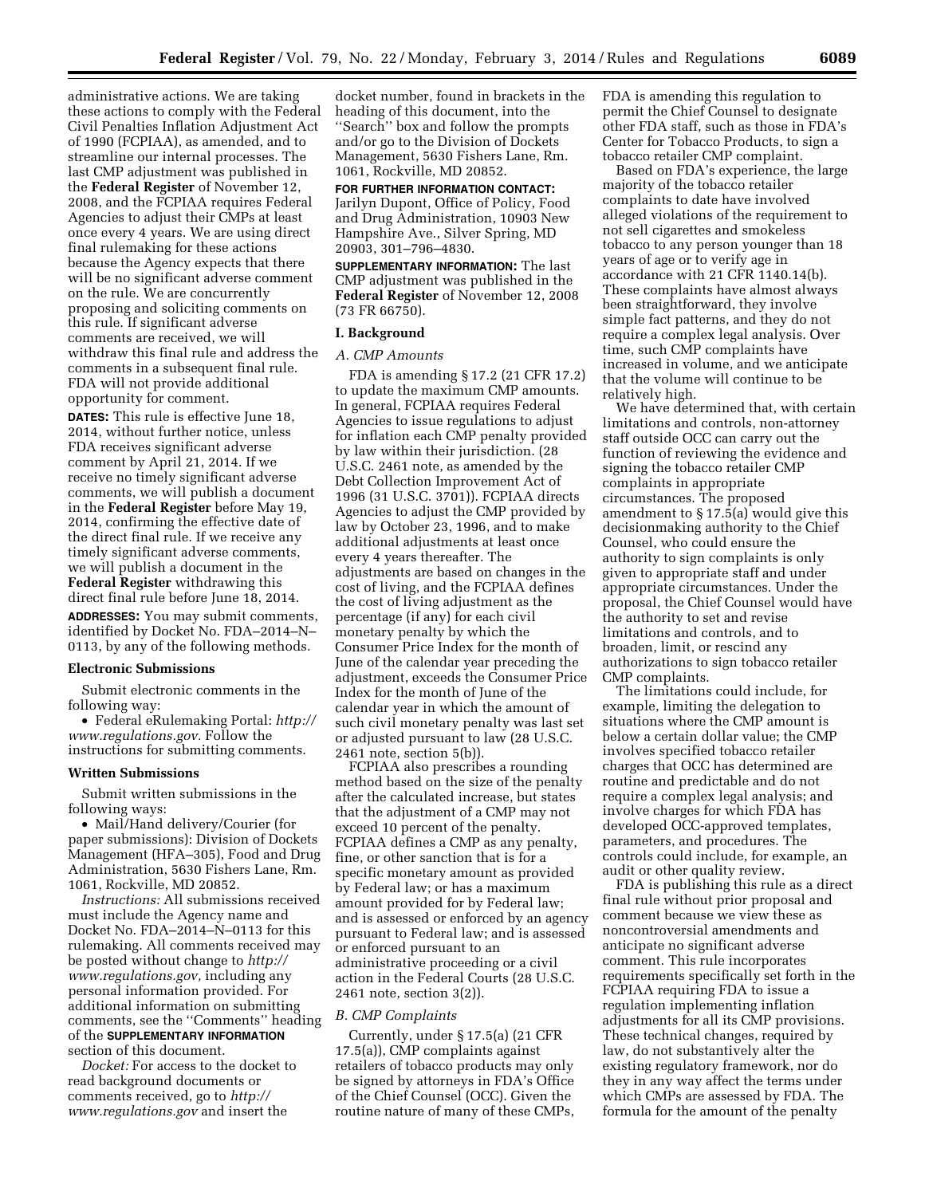administrative actions. We are taking these actions to comply with the Federal Civil Penalties Inflation Adjustment Act of 1990 (FCPIAA), as amended, and to streamline our internal processes. The last CMP adjustment was published in the **Federal Register** of November 12, 2008, and the FCPIAA requires Federal Agencies to adjust their CMPs at least once every 4 years. We are using direct final rulemaking for these actions because the Agency expects that there will be no significant adverse comment on the rule. We are concurrently proposing and soliciting comments on this rule. If significant adverse comments are received, we will withdraw this final rule and address the comments in a subsequent final rule. FDA will not provide additional opportunity for comment.

**DATES:** This rule is effective June 18, 2014, without further notice, unless FDA receives significant adverse comment by April 21, 2014. If we receive no timely significant adverse comments, we will publish a document in the **Federal Register** before May 19, 2014, confirming the effective date of the direct final rule. If we receive any timely significant adverse comments, we will publish a document in the **Federal Register** withdrawing this direct final rule before June 18, 2014.

**ADDRESSES:** You may submit comments, identified by Docket No. FDA–2014–N–0113, by any of the following methods.

**Electronic Submissions**

Submit electronic comments in the following way:

- Federal eRulemaking Portal: *http://www.regulations.gov*. Follow the instructions for submitting comments.

**Written Submissions**

Submit written submissions in the following ways:

- Mail/Hand delivery/Courier (for paper submissions): Division of Dockets Management (HFA–305), Food and Drug Administration, 5630 Fishers Lane, Rm. 1061, Rockville, MD 20852.

*Instructions:* All submissions received must include the Agency name and Docket No. FDA–2014–N–0113 for this rulemaking. All comments received may be posted without change to *http://www.regulations.gov*, including any personal information provided. For additional information on submitting comments, see the "Comments" heading of the **SUPPLEMENTARY INFORMATION** section of this document.

*Docket:* For access to the docket to read background documents or comments received, go to *http://www.regulations.gov* and insert the docket number, found in brackets in the heading of this document, into the "Search" box and follow the prompts and/or go to the Division of Dockets Management, 5630 Fishers Lane, Rm. 1061, Rockville, MD 20852.

**FOR FURTHER INFORMATION CONTACT:** Jarilyn Dupont, Office of Policy, Food and Drug Administration, 10903 New Hampshire Ave., Silver Spring, MD 20903, 301–796–4830.

**SUPPLEMENTARY INFORMATION:** The last CMP adjustment was published in the **Federal Register** of November 12, 2008 (73 FR 66750).

## I. Background

### *A. CMP Amounts*

FDA is amending § 17.2 (21 CFR 17.2) to update the maximum CMP amounts. In general, FCPIAA requires Federal Agencies to issue regulations to adjust for inflation each CMP penalty provided by law within their jurisdiction. (28 U.S.C. 2461 note, as amended by the Debt Collection Improvement Act of 1996 (31 U.S.C. 3701)). FCPIAA directs Agencies to adjust the CMP provided by law by October 23, 1996, and to make additional adjustments at least once every 4 years thereafter. The adjustments are based on changes in the cost of living, and the FCPIAA defines the cost of living adjustment as the percentage (if any) for each civil monetary penalty by which the Consumer Price Index for the month of June of the calendar year preceding the adjustment, exceeds the Consumer Price Index for the month of June of the calendar year in which the amount of such civil monetary penalty was last set or adjusted pursuant to law (28 U.S.C. 2461 note, section 5(b)).

FCPIAA also prescribes a rounding method based on the size of the penalty after the calculated increase, but states that the adjustment of a CMP may not exceed 10 percent of the penalty. FCPIAA defines a CMP as any penalty, fine, or other sanction that is for a specific monetary amount as provided by Federal law; or has a maximum amount provided for by Federal law; and is assessed or enforced by an agency pursuant to Federal law; and is assessed or enforced pursuant to an administrative proceeding or a civil action in the Federal Courts (28 U.S.C. 2461 note, section 3(2)).

### *B. CMP Complaints*

Currently, under § 17.5(a) (21 CFR 17.5(a)), CMP complaints against retailers of tobacco products may only be signed by attorneys in FDA's Office of the Chief Counsel (OCC). Given the routine nature of many of these CMPs, FDA is amending this regulation to permit the Chief Counsel to designate other FDA staff, such as those in FDA's Center for Tobacco Products, to sign a tobacco retailer CMP complaint.

Based on FDA's experience, the large majority of the tobacco retailer complaints to date have involved alleged violations of the requirement to not sell cigarettes and smokeless tobacco to any person younger than 18 years of age or to verify age in accordance with 21 CFR 1140.14(b). These complaints have almost always been straightforward, they involve simple fact patterns, and they do not require a complex legal analysis. Over time, such CMP complaints have increased in volume, and we anticipate that the volume will continue to be relatively high.

We have determined that, with certain limitations and controls, non-attorney staff outside OCC can carry out the function of reviewing the evidence and signing the tobacco retailer CMP complaints in appropriate circumstances. The proposed amendment to § 17.5(a) would give this decisionmaking authority to the Chief Counsel, who could ensure the authority to sign complaints is only given to appropriate staff and under appropriate circumstances. Under the proposal, the Chief Counsel would have the authority to set and revise limitations and controls, and to broaden, limit, or rescind any authorizations to sign tobacco retailer CMP complaints.

The limitations could include, for example, limiting the delegation to situations where the CMP amount is below a certain dollar value; the CMP involves specified tobacco retailer charges that OCC has determined are routine and predictable and do not require a complex legal analysis; and involve charges for which FDA has developed OCC-approved templates, parameters, and procedures. The controls could include, for example, an audit or other quality review.

FDA is publishing this rule as a direct final rule without prior proposal and comment because we view these as noncontroversial amendments and anticipate no significant adverse comment. This rule incorporates requirements specifically set forth in the FCPIAA requiring FDA to issue a regulation implementing inflation adjustments for all its CMP provisions. These technical changes, required by law, do not substantively alter the existing regulatory framework, nor do they in any way affect the terms under which CMPs are assessed by FDA. The formula for the amount of the penalty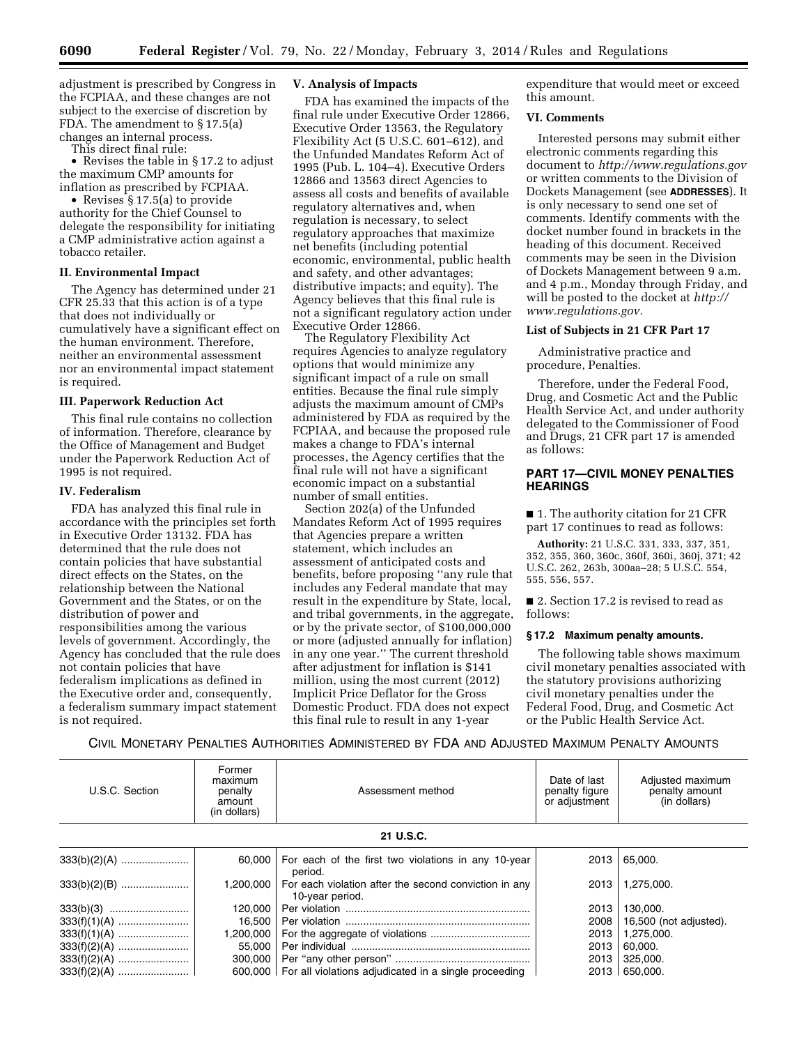adjustment is prescribed by Congress in the FCPIAA, and these changes are not subject to the exercise of discretion by FDA. The amendment to § 17.5(a) changes an internal process.

This direct final rule:

- Revises the table in § 17.2 to adjust the maximum CMP amounts for inflation as prescribed by FCPIAA.
- Revises § 17.5(a) to provide authority for the Chief Counsel to delegate the responsibility for initiating a CMP administrative action against a tobacco retailer.

### II. Environmental Impact

The Agency has determined under 21 CFR 25.33 that this action is of a type that does not individually or cumulatively have a significant effect on the human environment. Therefore, neither an environmental assessment nor an environmental impact statement is required.

### III. Paperwork Reduction Act

This final rule contains no collection of information. Therefore, clearance by the Office of Management and Budget under the Paperwork Reduction Act of 1995 is not required.

### IV. Federalism

FDA has analyzed this final rule in accordance with the principles set forth in Executive Order 13132. FDA has determined that the rule does not contain policies that have substantial direct effects on the States, on the relationship between the National Government and the States, or on the distribution of power and responsibilities among the various levels of government. Accordingly, the Agency has concluded that the rule does not contain policies that have federalism implications as defined in the Executive order and, consequently, a federalism summary impact statement is not required.

### V. Analysis of Impacts

FDA has examined the impacts of the final rule under Executive Order 12866, Executive Order 13563, the Regulatory Flexibility Act (5 U.S.C. 601–612), and the Unfunded Mandates Reform Act of 1995 (Pub. L. 104–4). Executive Orders 12866 and 13563 direct Agencies to assess all costs and benefits of available regulatory alternatives and, when regulation is necessary, to select regulatory approaches that maximize net benefits (including potential economic, environmental, public health and safety, and other advantages; distributive impacts; and equity). The Agency believes that this final rule is not a significant regulatory action under Executive Order 12866.

The Regulatory Flexibility Act requires Agencies to analyze regulatory options that would minimize any significant impact of a rule on small entities. Because the final rule simply adjusts the maximum amount of CMPs administered by FDA as required by the FCPIAA, and because the proposed rule makes a change to FDA's internal processes, the Agency certifies that the final rule will not have a significant economic impact on a substantial number of small entities.

Section 202(a) of the Unfunded Mandates Reform Act of 1995 requires that Agencies prepare a written statement, which includes an assessment of anticipated costs and benefits, before proposing "any rule that includes any Federal mandate that may result in the expenditure by State, local, and tribal governments, in the aggregate, or by the private sector, of $100,000,000 or more (adjusted annually for inflation) in any one year." The current threshold after adjustment for inflation is $141 million, using the most current (2012) Implicit Price Deflator for the Gross Domestic Product. FDA does not expect this final rule to result in any 1-year expenditure that would meet or exceed this amount.

### VI. Comments

Interested persons may submit either electronic comments regarding this document to *http://www.regulations.gov* or written comments to the Division of Dockets Management (see **ADDRESSES**). It is only necessary to send one set of comments. Identify comments with the docket number found in brackets in the heading of this document. Received comments may be seen in the Division of Dockets Management between 9 a.m. and 4 p.m., Monday through Friday, and will be posted to the docket at *http://www.regulations.gov.*

### List of Subjects in 21 CFR Part 17

Administrative practice and procedure, Penalties.

Therefore, under the Federal Food, Drug, and Cosmetic Act and the Public Health Service Act, and under authority delegated to the Commissioner of Food and Drugs, 21 CFR part 17 is amended as follows:

## PART 17—CIVIL MONEY PENALTIES HEARINGS

■ 1. The authority citation for 21 CFR part 17 continues to read as follows:

**Authority:** 21 U.S.C. 331, 333, 337, 351, 352, 355, 360, 360c, 360f, 360i, 360j, 371; 42 U.S.C. 262, 263b, 300aa–28; 5 U.S.C. 554, 555, 556, 557.

■ 2. Section 17.2 is revised to read as follows:

**§ 17.2 Maximum penalty amounts.**

The following table shows maximum civil monetary penalties associated with the statutory provisions authorizing civil monetary penalties under the Federal Food, Drug, and Cosmetic Act or the Public Health Service Act.

CIVIL MONETARY PENALTIES AUTHORITIES ADMINISTERED BY FDA AND ADJUSTED MAXIMUM PENALTY AMOUNTS

| U.S.C. Section | Former maximum penalty amount (in dollars) | Assessment method | Date of last penalty figure or adjustment | Adjusted maximum penalty amount (in dollars) |
|---|---|---|---|---|
| **21 U.S.C.** | | | | |
| 333(b)(2)(A) | 60,000 | For each of the first two violations in any 10-year period. | 2013 | 65,000. |
| 333(b)(2)(B) | 1,200,000 | For each violation after the second conviction in any 10-year period. | 2013 | 1,275,000. |
| 333(b)(3) | 120,000 | Per violation | 2013 | 130,000. |
| 333(f)(1)(A) | 16,500 | Per violation | 2008 | 16,500 (not adjusted). |
| 333(f)(1)(A) | 1,200,000 | For the aggregate of violations | 2013 | 1,275,000. |
| 333(f)(2)(A) | 55,000 | Per individual | 2013 | 60,000. |
| 333(f)(2)(A) | 300,000 | Per "any other person" | 2013 | 325,000. |
| 333(f)(2)(A) | 600,000 | For all violations adjudicated in a single proceeding | 2013 | 650,000. |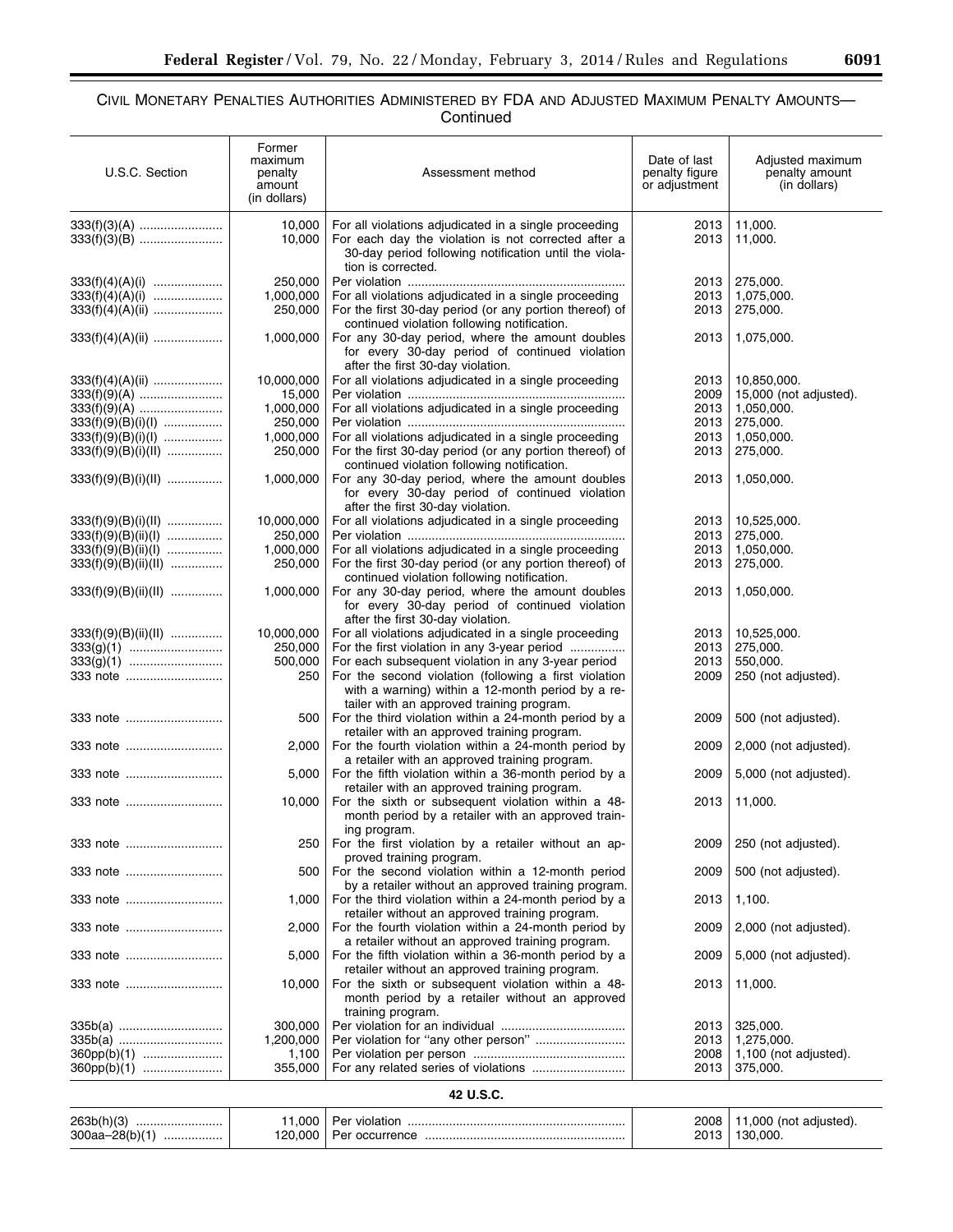CIVIL MONETARY PENALTIES AUTHORITIES ADMINISTERED BY FDA AND ADJUSTED MAXIMUM PENALTY AMOUNTS—Continued

| U.S.C. Section | Former maximum penalty amount (in dollars) | Assessment method | Date of last penalty figure or adjustment | Adjusted maximum penalty amount (in dollars) |
|---|---|---|---|---|
| 333(f)(3)(A) | 10,000 | For all violations adjudicated in a single proceeding | 2013 | 11,000. |
| 333(f)(3)(B) | 10,000 | For each day the violation is not corrected after a 30-day period following notification until the violation is corrected. | 2013 | 11,000. |
| 333(f)(4)(A)(i) | 250,000 | Per violation | 2013 | 275,000. |
| 333(f)(4)(A)(i) | 1,000,000 | For all violations adjudicated in a single proceeding | 2013 | 1,075,000. |
| 333(f)(4)(A)(ii) | 250,000 | For the first 30-day period (or any portion thereof) of continued violation following notification. | 2013 | 275,000. |
| 333(f)(4)(A)(ii) | 1,000,000 | For any 30-day period, where the amount doubles for every 30-day period of continued violation after the first 30-day violation. | 2013 | 1,075,000. |
| 333(f)(4)(A)(ii) | 10,000,000 | For all violations adjudicated in a single proceeding | 2013 | 10,850,000. |
| 333(f)(9)(A) | 15,000 | Per violation | 2009 | 15,000 (not adjusted). |
| 333(f)(9)(A) | 1,000,000 | For all violations adjudicated in a single proceeding | 2013 | 1,050,000. |
| 333(f)(9)(B)(i)(I) | 250,000 | Per violation | 2013 | 275,000. |
| 333(f)(9)(B)(i)(I) | 1,000,000 | For all violations adjudicated in a single proceeding | 2013 | 1,050,000. |
| 333(f)(9)(B)(i)(II) | 250,000 | For the first 30-day period (or any portion thereof) of continued violation following notification. | 2013 | 275,000. |
| 333(f)(9)(B)(i)(II) | 1,000,000 | For any 30-day period, where the amount doubles for every 30-day period of continued violation after the first 30-day violation. | 2013 | 1,050,000. |
| 333(f)(9)(B)(i)(II) | 10,000,000 | For all violations adjudicated in a single proceeding | 2013 | 10,525,000. |
| 333(f)(9)(B)(ii)(I) | 250,000 | Per violation | 2013 | 275,000. |
| 333(f)(9)(B)(ii)(I) | 1,000,000 | For all violations adjudicated in a single proceeding | 2013 | 1,050,000. |
| 333(f)(9)(B)(ii)(II) | 250,000 | For the first 30-day period (or any portion thereof) of continued violation following notification. | 2013 | 275,000. |
| 333(f)(9)(B)(ii)(II) | 1,000,000 | For any 30-day period, where the amount doubles for every 30-day period of continued violation after the first 30-day violation. | 2013 | 1,050,000. |
| 333(f)(9)(B)(ii)(II) | 10,000,000 | For all violations adjudicated in a single proceeding | 2013 | 10,525,000. |
| 333(g)(1) | 250,000 | For the first violation in any 3-year period | 2013 | 275,000. |
| 333(g)(1) | 500,000 | For each subsequent violation in any 3-year period | 2013 | 550,000. |
| 333 note | 250 | For the second violation (following a first violation with a warning) within a 12-month period by a retailer with an approved training program. | 2009 | 250 (not adjusted). |
| 333 note | 500 | For the third violation within a 24-month period by a retailer with an approved training program. | 2009 | 500 (not adjusted). |
| 333 note | 2,000 | For the fourth violation within a 24-month period by a retailer with an approved training program. | 2009 | 2,000 (not adjusted). |
| 333 note | 5,000 | For the fifth violation within a 36-month period by a retailer with an approved training program. | 2009 | 5,000 (not adjusted). |
| 333 note | 10,000 | For the sixth or subsequent violation within a 48-month period by a retailer with an approved training program. | 2013 | 11,000. |
| 333 note | 250 | For the first violation by a retailer without an approved training program. | 2009 | 250 (not adjusted). |
| 333 note | 500 | For the second violation within a 12-month period by a retailer without an approved training program. | 2009 | 500 (not adjusted). |
| 333 note | 1,000 | For the third violation within a 24-month period by a retailer without an approved training program. | 2013 | 1,100. |
| 333 note | 2,000 | For the fourth violation within a 24-month period by a retailer without an approved training program. | 2009 | 2,000 (not adjusted). |
| 333 note | 5,000 | For the fifth violation within a 36-month period by a retailer without an approved training program. | 2009 | 5,000 (not adjusted). |
| 333 note | 10,000 | For the sixth or subsequent violation within a 48-month period by a retailer without an approved training program. | 2013 | 11,000. |
| 335b(a) | 300,000 | Per violation for an individual | 2013 | 325,000. |
| 335b(a) | 1,200,000 | Per violation for "any other person" | 2013 | 1,275,000. |
| 360pp(b)(1) | 1,100 | Per violation per person | 2008 | 1,100 (not adjusted). |
| 360pp(b)(1) | 355,000 | For any related series of violations | 2013 | 375,000. |
| **42 U.S.C.** | | | | |
| 263b(h)(3) | 11,000 | Per violation | 2008 | 11,000 (not adjusted). |
| 300aa–28(b)(1) | 120,000 | Per occurrence | 2013 | 130,000. |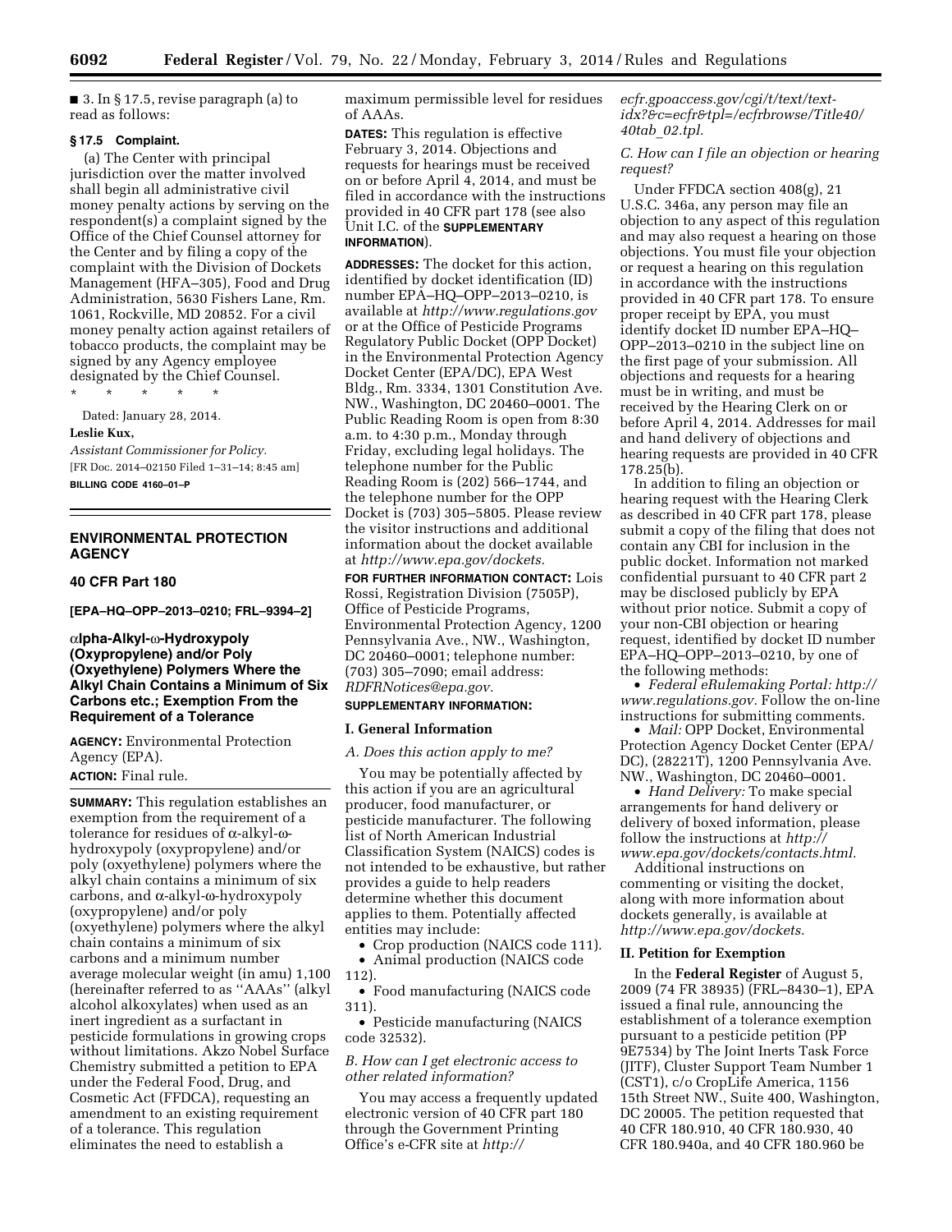■ 3. In § 17.5, revise paragraph (a) to read as follows:

### § 17.5 Complaint.

(a) The Center with principal jurisdiction over the matter involved shall begin all administrative civil money penalty actions by serving on the respondent(s) a complaint signed by the Office of the Chief Counsel attorney for the Center and by filing a copy of the complaint with the Division of Dockets Management (HFA–305), Food and Drug Administration, 5630 Fishers Lane, Rm. 1061, Rockville, MD 20852. For a civil money penalty action against retailers of tobacco products, the complaint may be signed by any Agency employee designated by the Chief Counsel.

\* \* \* \* \*

Dated: January 28, 2014.

**Leslie Kux,**

*Assistant Commissioner for Policy.*

[FR Doc. 2014–02150 Filed 1–31–14; 8:45 am]

**BILLING CODE 4160–01–P**

---

## ENVIRONMENTAL PROTECTION AGENCY

### 40 CFR Part 180

**[EPA–HQ–OPP–2013–0210; FRL–9394–2]**

### α-lpha-Alkyl-ω-Hydroxypoly (Oxypropylene) and/or Poly (Oxyethylene) Polymers Where the Alkyl Chain Contains a Minimum of Six Carbons etc.; Exemption From the Requirement of a Tolerance

**AGENCY:** Environmental Protection Agency (EPA).

**ACTION:** Final rule.

**SUMMARY:** This regulation establishes an exemption from the requirement of a tolerance for residues of α-alkyl-ω-hydroxypoly (oxypropylene) and/or poly (oxyethylene) polymers where the alkyl chain contains a minimum of six carbons, and α-alkyl-ω-hydroxypoly (oxypropylene) and/or poly (oxyethylene) polymers where the alkyl chain contains a minimum of six carbons and a minimum number average molecular weight (in amu) 1,100 (hereinafter referred to as ''AAAs'' (alkyl alcohol alkoxylates) when used as an inert ingredient as a surfactant in pesticide formulations in growing crops without limitations. Akzo Nobel Surface Chemistry submitted a petition to EPA under the Federal Food, Drug, and Cosmetic Act (FFDCA), requesting an amendment to an existing requirement of a tolerance. This regulation eliminates the need to establish a maximum permissible level for residues of AAAs.

**DATES:** This regulation is effective February 3, 2014. Objections and requests for hearings must be received on or before April 4, 2014, and must be filed in accordance with the instructions provided in 40 CFR part 178 (see also Unit I.C. of the **SUPPLEMENTARY INFORMATION**).

**ADDRESSES:** The docket for this action, identified by docket identification (ID) number EPA–HQ–OPP–2013–0210, is available at *http://www.regulations.gov* or at the Office of Pesticide Programs Regulatory Public Docket (OPP Docket) in the Environmental Protection Agency Docket Center (EPA/DC), EPA West Bldg., Rm. 3334, 1301 Constitution Ave. NW., Washington, DC 20460–0001. The Public Reading Room is open from 8:30 a.m. to 4:30 p.m., Monday through Friday, excluding legal holidays. The telephone number for the Public Reading Room is (202) 566–1744, and the telephone number for the OPP Docket is (703) 305–5805. Please review the visitor instructions and additional information about the docket available at *http://www.epa.gov/dockets.*

**FOR FURTHER INFORMATION CONTACT:** Lois Rossi, Registration Division (7505P), Office of Pesticide Programs, Environmental Protection Agency, 1200 Pennsylvania Ave., NW., Washington, DC 20460–0001; telephone number: (703) 305–7090; email address: *RDFRNotices@epa.gov.*

**SUPPLEMENTARY INFORMATION:**

#### I. General Information

*A. Does this action apply to me?*

You may be potentially affected by this action if you are an agricultural producer, food manufacturer, or pesticide manufacturer. The following list of North American Industrial Classification System (NAICS) codes is not intended to be exhaustive, but rather provides a guide to help readers determine whether this document applies to them. Potentially affected entities may include:

- Crop production (NAICS code 111).
- Animal production (NAICS code 112).
- Food manufacturing (NAICS code 311).
- Pesticide manufacturing (NAICS code 32532).

*B. How can I get electronic access to other related information?*

You may access a frequently updated electronic version of 40 CFR part 180 through the Government Printing Office's e-CFR site at *http://ecfr.gpoaccess.gov/cgi/t/text/text-idx?&c=ecfr&tpl=/ecfrbrowse/Title40/40tab_02.tpl.*

*C. How can I file an objection or hearing request?*

Under FFDCA section 408(g), 21 U.S.C. 346a, any person may file an objection to any aspect of this regulation and may also request a hearing on those objections. You must file your objection or request a hearing on this regulation in accordance with the instructions provided in 40 CFR part 178. To ensure proper receipt by EPA, you must identify docket ID number EPA–HQ–OPP–2013–0210 in the subject line on the first page of your submission. All objections and requests for a hearing must be in writing, and must be received by the Hearing Clerk on or before April 4, 2014. Addresses for mail and hand delivery of objections and hearing requests are provided in 40 CFR 178.25(b).

In addition to filing an objection or hearing request with the Hearing Clerk as described in 40 CFR part 178, please submit a copy of the filing that does not contain any CBI for inclusion in the public docket. Information not marked confidential pursuant to 40 CFR part 2 may be disclosed publicly by EPA without prior notice. Submit a copy of your non-CBI objection or hearing request, identified by docket ID number EPA–HQ–OPP–2013–0210, by one of the following methods:

- *Federal eRulemaking Portal: http://www.regulations.gov.* Follow the on-line instructions for submitting comments.
- *Mail:* OPP Docket, Environmental Protection Agency Docket Center (EPA/DC), (28221T), 1200 Pennsylvania Ave. NW., Washington, DC 20460–0001.
- *Hand Delivery:* To make special arrangements for hand delivery or delivery of boxed information, please follow the instructions at *http://www.epa.gov/dockets/contacts.html.*

Additional instructions on commenting or visiting the docket, along with more information about dockets generally, is available at *http://www.epa.gov/dockets.*

#### II. Petition for Exemption

In the **Federal Register** of August 5, 2009 (74 FR 38935) (FRL–8430–1), EPA issued a final rule, announcing the establishment of a tolerance exemption pursuant to a pesticide petition (PP 9E7534) by The Joint Inerts Task Force (JITF), Cluster Support Team Number 1 (CST1), c/o CropLife America, 1156 15th Street NW., Suite 400, Washington, DC 20005. The petition requested that 40 CFR 180.910, 40 CFR 180.930, 40 CFR 180.940a, and 40 CFR 180.960 be